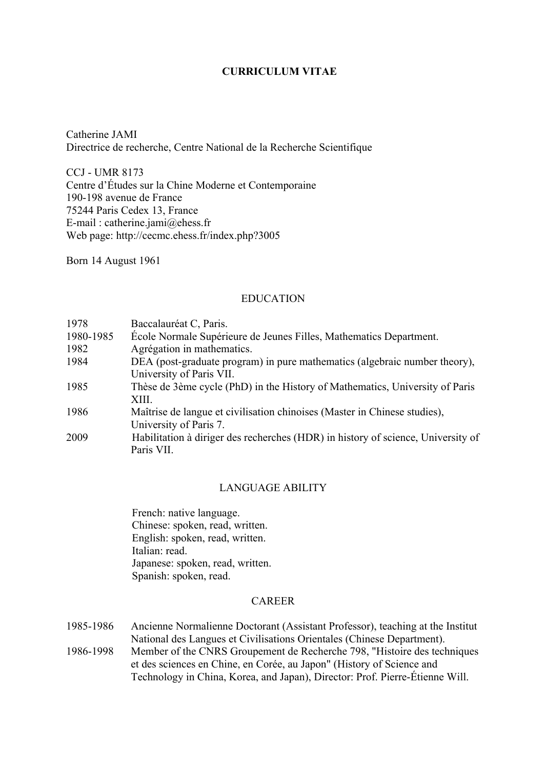# CURRICULUM VITAE

Catherine JAMI
Directrice de recherche, Centre National de la Recherche Scientifique

CCJ - UMR 8173
Centre d'Études sur la Chine Moderne et Contemporaine
190-198 avenue de France
75244 Paris Cedex 13, France
E-mail : catherine.jami@ehess.fr
Web page: http://cecmc.ehess.fr/index.php?3005

Born 14 August 1961

## EDUCATION

| | |
|---|---|
| 1978 | Baccalauréat C, Paris. |
| 1980-1985 | École Normale Supérieure de Jeunes Filles, Mathematics Department. |
| 1982 | Agrégation in mathematics. |
| 1984 | DEA (post-graduate program) in pure mathematics (algebraic number theory), University of Paris VII. |
| 1985 | Thèse de 3ème cycle (PhD) in the History of Mathematics, University of Paris XIII. |
| 1986 | Maîtrise de langue et civilisation chinoises (Master in Chinese studies), University of Paris 7. |
| 2009 | Habilitation à diriger des recherches (HDR) in history of science, University of Paris VII. |

## LANGUAGE ABILITY

French: native language.
Chinese: spoken, read, written.
English: spoken, read, written.
Italian: read.
Japanese: spoken, read, written.
Spanish: spoken, read.

## CAREER

| | |
|---|---|
| 1985-1986 | Ancienne Normalienne Doctorant (Assistant Professor), teaching at the Institut National des Langues et Civilisations Orientales (Chinese Department). |
| 1986-1998 | Member of the CNRS Groupement de Recherche 798, "Histoire des techniques et des sciences en Chine, en Corée, au Japon" (History of Science and Technology in China, Korea, and Japan), Director: Prof. Pierre-Étienne Will. |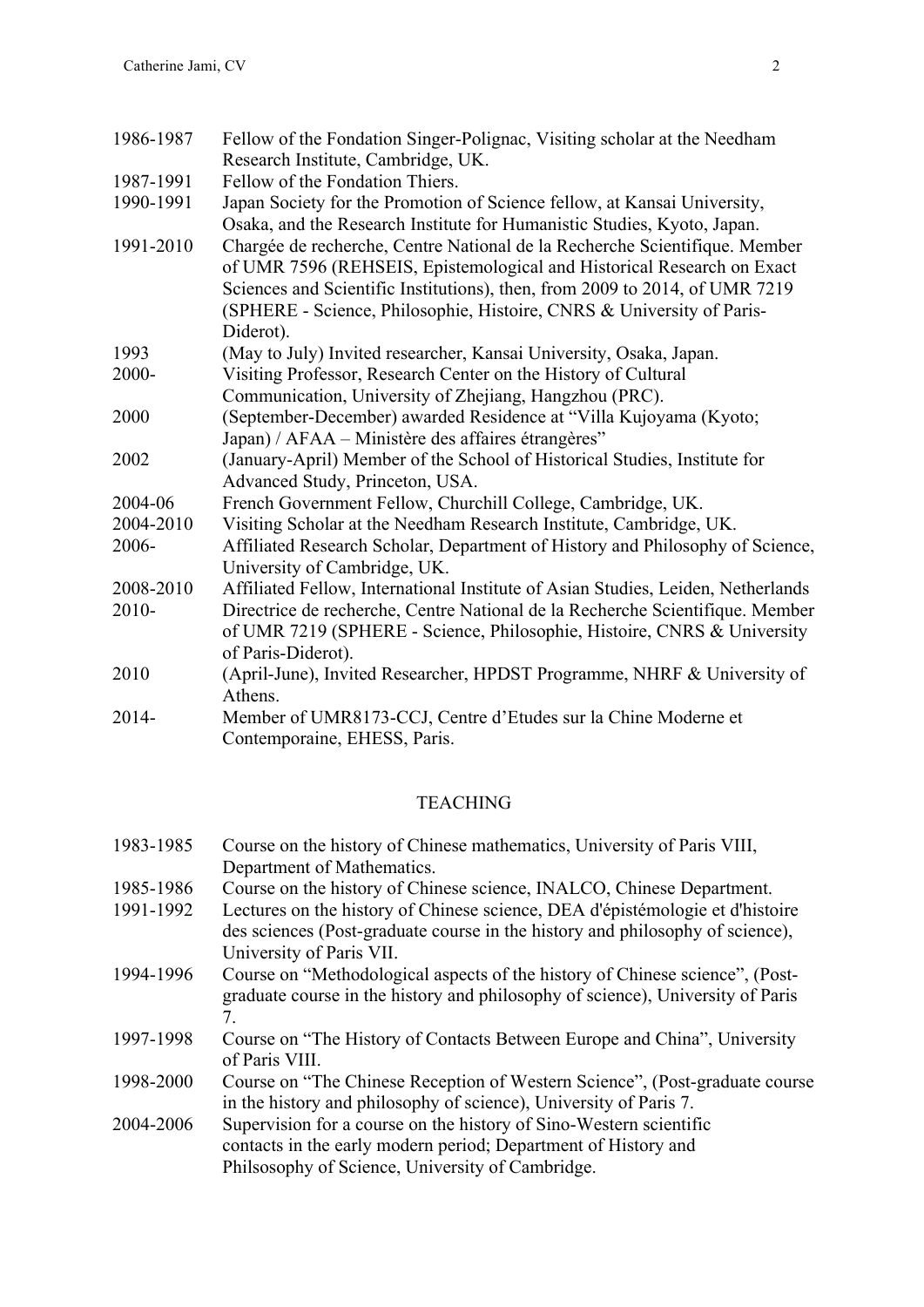| | |
|---|---|
| 1986-1987 | Fellow of the Fondation Singer-Polignac, Visiting scholar at the Needham Research Institute, Cambridge, UK. |
| 1987-1991 | Fellow of the Fondation Thiers. |
| 1990-1991 | Japan Society for the Promotion of Science fellow, at Kansai University, Osaka, and the Research Institute for Humanistic Studies, Kyoto, Japan. |
| 1991-2010 | Chargée de recherche, Centre National de la Recherche Scientifique. Member of UMR 7596 (REHSEIS, Epistemological and Historical Research on Exact Sciences and Scientific Institutions), then, from 2009 to 2014, of UMR 7219 (SPHERE - Science, Philosophie, Histoire, CNRS & University of Paris-Diderot). |
| 1993 | (May to July) Invited researcher, Kansai University, Osaka, Japan. |
| 2000- | Visiting Professor, Research Center on the History of Cultural Communication, University of Zhejiang, Hangzhou (PRC). |
| 2000 | (September-December) awarded Residence at "Villa Kujoyama (Kyoto; Japan) / AFAA – Ministère des affaires étrangères" |
| 2002 | (January-April) Member of the School of Historical Studies, Institute for Advanced Study, Princeton, USA. |
| 2004-06 | French Government Fellow, Churchill College, Cambridge, UK. |
| 2004-2010 | Visiting Scholar at the Needham Research Institute, Cambridge, UK. |
| 2006- | Affiliated Research Scholar, Department of History and Philosophy of Science, University of Cambridge, UK. |
| 2008-2010 | Affiliated Fellow, International Institute of Asian Studies, Leiden, Netherlands |
| 2010- | Directrice de recherche, Centre National de la Recherche Scientifique. Member of UMR 7219 (SPHERE - Science, Philosophie, Histoire, CNRS & University of Paris-Diderot). |
| 2010 | (April-June), Invited Researcher, HPDST Programme, NHRF & University of Athens. |
| 2014- | Member of UMR8173-CCJ, Centre d'Etudes sur la Chine Moderne et Contemporaine, EHESS, Paris. |

## TEACHING

| | |
|---|---|
| 1983-1985 | Course on the history of Chinese mathematics, University of Paris VIII, Department of Mathematics. |
| 1985-1986 | Course on the history of Chinese science, INALCO, Chinese Department. |
| 1991-1992 | Lectures on the history of Chinese science, DEA d'épistémologie et d'histoire des sciences (Post-graduate course in the history and philosophy of science), University of Paris VII. |
| 1994-1996 | Course on "Methodological aspects of the history of Chinese science", (Post-graduate course in the history and philosophy of science), University of Paris 7. |
| 1997-1998 | Course on "The History of Contacts Between Europe and China", University of Paris VIII. |
| 1998-2000 | Course on "The Chinese Reception of Western Science", (Post-graduate course in the history and philosophy of science), University of Paris 7. |
| 2004-2006 | Supervision for a course on the history of Sino-Western scientific contacts in the early modern period; Department of History and Philsosophy of Science, University of Cambridge. |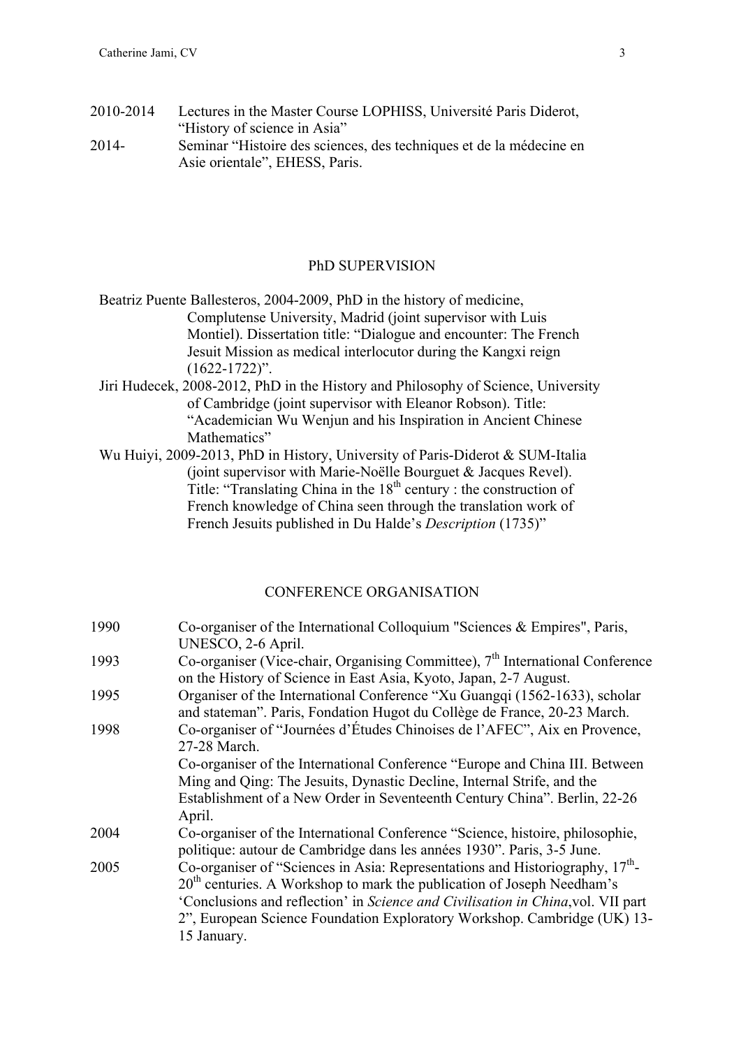2010-2014 Lectures in the Master Course LOPHISS, Université Paris Diderot, "History of science in Asia"

2014- Seminar "Histoire des sciences, des techniques et de la médecine en Asie orientale", EHESS, Paris.

## PhD SUPERVISION

Beatriz Puente Ballesteros, 2004-2009, PhD in the history of medicine, Complutense University, Madrid (joint supervisor with Luis Montiel). Dissertation title: "Dialogue and encounter: The French Jesuit Mission as medical interlocutor during the Kangxi reign (1622-1722)".

Jiri Hudecek, 2008-2012, PhD in the History and Philosophy of Science, University of Cambridge (joint supervisor with Eleanor Robson). Title: "Academician Wu Wenjun and his Inspiration in Ancient Chinese Mathematics"

Wu Huiyi, 2009-2013, PhD in History, University of Paris-Diderot & SUM-Italia (joint supervisor with Marie-Noëlle Bourguet & Jacques Revel). Title: "Translating China in the 18th century : the construction of French knowledge of China seen through the translation work of French Jesuits published in Du Halde's *Description* (1735)"

## CONFERENCE ORGANISATION

1990 Co-organiser of the International Colloquium "Sciences & Empires", Paris, UNESCO, 2-6 April.

1993 Co-organiser (Vice-chair, Organising Committee), 7th International Conference on the History of Science in East Asia, Kyoto, Japan, 2-7 August.

1995 Organiser of the International Conference "Xu Guangqi (1562-1633), scholar and stateman". Paris, Fondation Hugot du Collège de France, 20-23 March.

1998 Co-organiser of "Journées d'Études Chinoises de l'AFEC", Aix en Provence, 27-28 March.

Co-organiser of the International Conference "Europe and China III. Between Ming and Qing: The Jesuits, Dynastic Decline, Internal Strife, and the Establishment of a New Order in Seventeenth Century China". Berlin, 22-26 April.

2004 Co-organiser of the International Conference "Science, histoire, philosophie, politique: autour de Cambridge dans les années 1930". Paris, 3-5 June.

2005 Co-organiser of "Sciences in Asia: Representations and Historiography, 17th-20th centuries. A Workshop to mark the publication of Joseph Needham's 'Conclusions and reflection' in *Science and Civilisation in China*,vol. VII part 2", European Science Foundation Exploratory Workshop. Cambridge (UK) 13-15 January.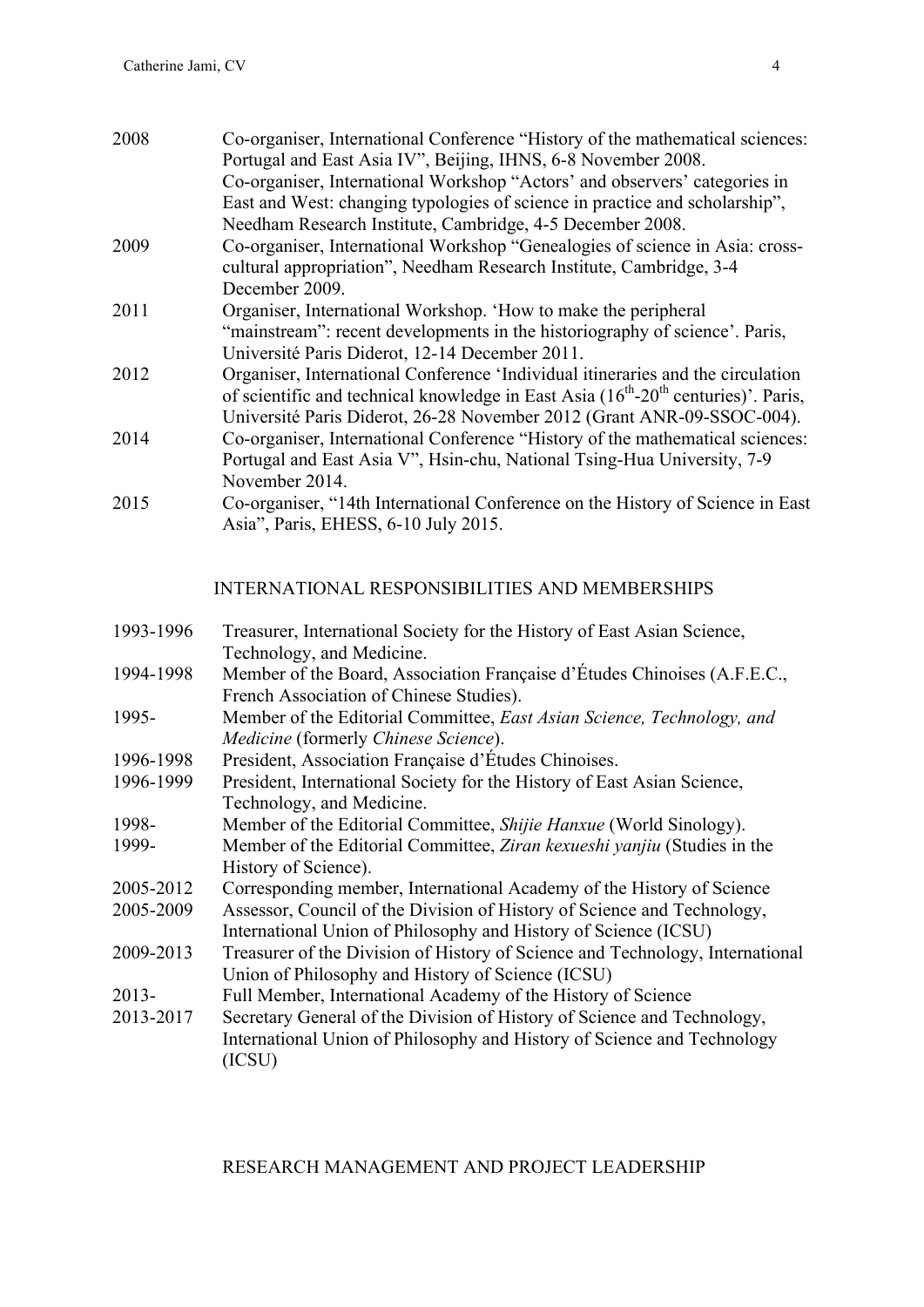| | |
|---|---|
| 2008 | Co-organiser, International Conference "History of the mathematical sciences: Portugal and East Asia IV", Beijing, IHNS, 6-8 November 2008. |
| | Co-organiser, International Workshop "Actors' and observers' categories in East and West: changing typologies of science in practice and scholarship", Needham Research Institute, Cambridge, 4-5 December 2008. |
| 2009 | Co-organiser, International Workshop "Genealogies of science in Asia: cross-cultural appropriation", Needham Research Institute, Cambridge, 3-4 December 2009. |
| 2011 | Organiser, International Workshop. 'How to make the peripheral "mainstream": recent developments in the historiography of science'. Paris, Université Paris Diderot, 12-14 December 2011. |
| 2012 | Organiser, International Conference 'Individual itineraries and the circulation of scientific and technical knowledge in East Asia ($16^{th}$-$20^{th}$ centuries)'. Paris, Université Paris Diderot, 26-28 November 2012 (Grant ANR-09-SSOC-004). |
| 2014 | Co-organiser, International Conference "History of the mathematical sciences: Portugal and East Asia V", Hsin-chu, National Tsing-Hua University, 7-9 November 2014. |
| 2015 | Co-organiser, "14th International Conference on the History of Science in East Asia", Paris, EHESS, 6-10 July 2015. |

## INTERNATIONAL RESPONSIBILITIES AND MEMBERSHIPS

| | |
|---|---|
| 1993-1996 | Treasurer, International Society for the History of East Asian Science, Technology, and Medicine. |
| 1994-1998 | Member of the Board, Association Française d'Études Chinoises (A.F.E.C., French Association of Chinese Studies). |
| 1995- | Member of the Editorial Committee, *East Asian Science, Technology, and Medicine* (formerly *Chinese Science*). |
| 1996-1998 | President, Association Française d'Études Chinoises. |
| 1996-1999 | President, International Society for the History of East Asian Science, Technology, and Medicine. |
| 1998- | Member of the Editorial Committee, *Shijie Hanxue* (World Sinology). |
| 1999- | Member of the Editorial Committee, *Ziran kexueshi yanjiu* (Studies in the History of Science). |
| 2005-2012 | Corresponding member, International Academy of the History of Science |
| 2005-2009 | Assessor, Council of the Division of History of Science and Technology, International Union of Philosophy and History of Science (ICSU) |
| 2009-2013 | Treasurer of the Division of History of Science and Technology, International Union of Philosophy and History of Science (ICSU) |
| 2013- | Full Member, International Academy of the History of Science |
| 2013-2017 | Secretary General of the Division of History of Science and Technology, International Union of Philosophy and History of Science and Technology (ICSU) |

## RESEARCH MANAGEMENT AND PROJECT LEADERSHIP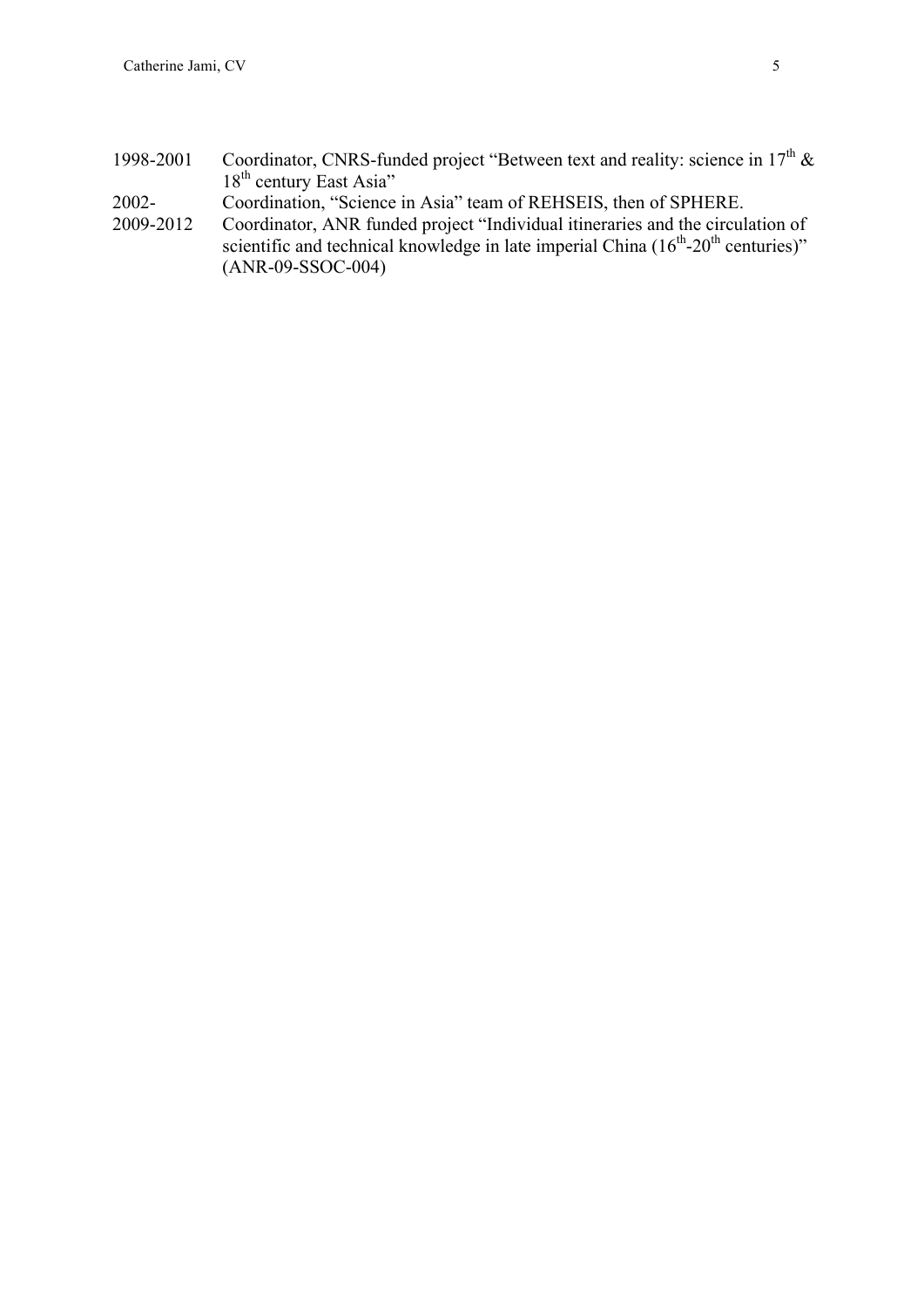| | |
|---|---|
| 1998-2001 | Coordinator, CNRS-funded project "Between text and reality: science in 17th & 18th century East Asia" |
| 2002- | Coordination, "Science in Asia" team of REHSEIS, then of SPHERE. |
| 2009-2012 | Coordinator, ANR funded project "Individual itineraries and the circulation of scientific and technical knowledge in late imperial China (16th-20th centuries)" (ANR-09-SSOC-004) |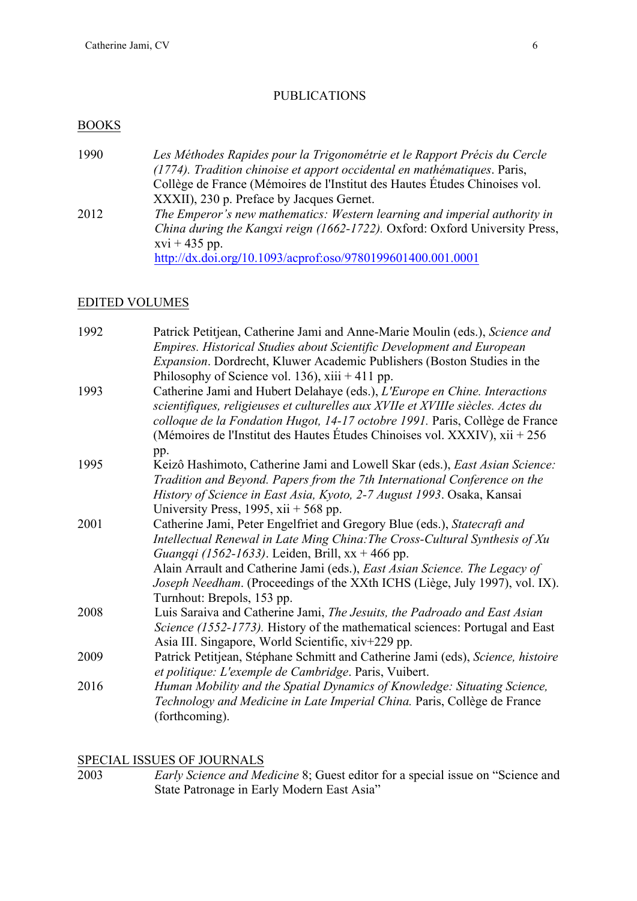# PUBLICATIONS

## BOOKS

1990 *Les Méthodes Rapides pour la Trigonométrie et le Rapport Précis du Cercle (1774). Tradition chinoise et apport occidental en mathématiques*. Paris, Collège de France (Mémoires de l'Institut des Hautes Études Chinoises vol. XXXII), 230 p. Preface by Jacques Gernet.

2012 *The Emperor's new mathematics: Western learning and imperial authority in China during the Kangxi reign (1662-1722).* Oxford: Oxford University Press, xvi + 435 pp. http://dx.doi.org/10.1093/acprof:oso/9780199601400.001.0001

## EDITED VOLUMES

1992 Patrick Petitjean, Catherine Jami and Anne-Marie Moulin (eds.), *Science and Empires. Historical Studies about Scientific Development and European Expansion*. Dordrecht, Kluwer Academic Publishers (Boston Studies in the Philosophy of Science vol. 136), xiii + 411 pp.

1993 Catherine Jami and Hubert Delahaye (eds.), *L'Europe en Chine. Interactions scientifiques, religieuses et culturelles aux XVIIe et XVIIIe siècles. Actes du colloque de la Fondation Hugot, 14-17 octobre 1991.* Paris, Collège de France (Mémoires de l'Institut des Hautes Études Chinoises vol. XXXIV), xii + 256 pp.

1995 Keizô Hashimoto, Catherine Jami and Lowell Skar (eds.), *East Asian Science: Tradition and Beyond. Papers from the 7th International Conference on the History of Science in East Asia, Kyoto, 2-7 August 1993*. Osaka, Kansai University Press, 1995, xii + 568 pp.

2001 Catherine Jami, Peter Engelfriet and Gregory Blue (eds.), *Statecraft and Intellectual Renewal in Late Ming China:The Cross-Cultural Synthesis of Xu Guangqi (1562-1633)*. Leiden, Brill, xx + 466 pp.
Alain Arrault and Catherine Jami (eds.), *East Asian Science. The Legacy of Joseph Needham*. (Proceedings of the XXth ICHS (Liège, July 1997), vol. IX). Turnhout: Brepols, 153 pp.

2008 Luis Saraiva and Catherine Jami, *The Jesuits, the Padroado and East Asian Science (1552-1773).* History of the mathematical sciences: Portugal and East Asia III. Singapore, World Scientific, xiv+229 pp.

2009 Patrick Petitjean, Stéphane Schmitt and Catherine Jami (eds), *Science, histoire et politique: L'exemple de Cambridge*. Paris, Vuibert.

2016 *Human Mobility and the Spatial Dynamics of Knowledge: Situating Science, Technology and Medicine in Late Imperial China.* Paris, Collège de France (forthcoming).

## SPECIAL ISSUES OF JOURNALS

2003 *Early Science and Medicine* 8; Guest editor for a special issue on "Science and State Patronage in Early Modern East Asia"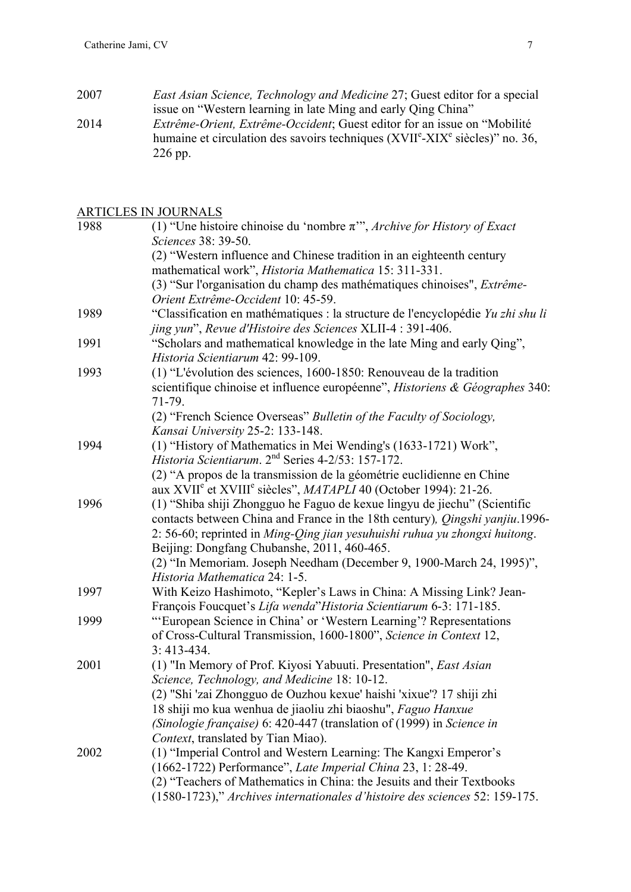2007 *East Asian Science, Technology and Medicine* 27; Guest editor for a special issue on "Western learning in late Ming and early Qing China"

2014 *Extrême-Orient, Extrême-Occident*; Guest editor for an issue on "Mobilité humaine et circulation des savoirs techniques (XVII[e]-XIX[e] siècles)" no. 36, 226 pp.

ARTICLES IN JOURNALS

1988 (1) "Une histoire chinoise du 'nombre π'", *Archive for History of Exact Sciences* 38: 39-50.

(2) "Western influence and Chinese tradition in an eighteenth century mathematical work", *Historia Mathematica* 15: 311-331.

(3) "Sur l'organisation du champ des mathématiques chinoises", *Extrême-Orient Extrême-Occident* 10: 45-59.

1989 "Classification en mathématiques : la structure de l'encyclopédie *Yu zhi shu li jing yun*", *Revue d'Histoire des Sciences* XLII-4 : 391-406.

1991 "Scholars and mathematical knowledge in the late Ming and early Qing", *Historia Scientiarum* 42: 99-109.

1993 (1) "L'évolution des sciences, 1600-1850: Renouveau de la tradition scientifique chinoise et influence européenne", *Historiens & Géographes* 340: 71-79.

(2) "French Science Overseas" *Bulletin of the Faculty of Sociology, Kansai University* 25-2: 133-148.

1994 (1) "History of Mathematics in Mei Wending's (1633-1721) Work", *Historia Scientiarum*. 2[nd] Series 4-2/53: 157-172.

(2) "A propos de la transmission de la géométrie euclidienne en Chine aux XVII[e] et XVIII[e] siècles", *MATAPLI* 40 (October 1994): 21-26.

1996 (1) "Shiba shiji Zhongguo he Faguo de kexue lingyu de jiechu" (Scientific contacts between China and France in the 18th century)*, Qingshi yanjiu*.1996-2: 56-60; reprinted in *Ming-Qing jian yesuhuishi ruhua yu zhongxi huitong*. Beijing: Dongfang Chubanshe, 2011, 460-465.

(2) "In Memoriam. Joseph Needham (December 9, 1900-March 24, 1995)", *Historia Mathematica* 24: 1-5.

1997 With Keizo Hashimoto, "Kepler's Laws in China: A Missing Link? Jean-François Foucquet's *Lifa wenda*"*Historia Scientiarum* 6-3: 171-185.

1999 "'European Science in China' or 'Western Learning'? Representations of Cross-Cultural Transmission, 1600-1800", *Science in Context* 12, 3: 413-434.

2001 (1) "In Memory of Prof. Kiyosi Yabuuti. Presentation", *East Asian Science, Technology, and Medicine* 18: 10-12.

(2) "Shi 'zai Zhongguo de Ouzhou kexue' haishi 'xixue'? 17 shiji zhi 18 shiji mo kua wenhua de jiaoliu zhi biaoshu", *Faguo Hanxue (Sinologie française)* 6: 420-447 (translation of (1999) in *Science in Context*, translated by Tian Miao).

2002 (1) "Imperial Control and Western Learning: The Kangxi Emperor's (1662-1722) Performance", *Late Imperial China* 23, 1: 28-49.

(2) "Teachers of Mathematics in China: the Jesuits and their Textbooks (1580-1723)," *Archives internationales d'histoire des sciences* 52: 159-175.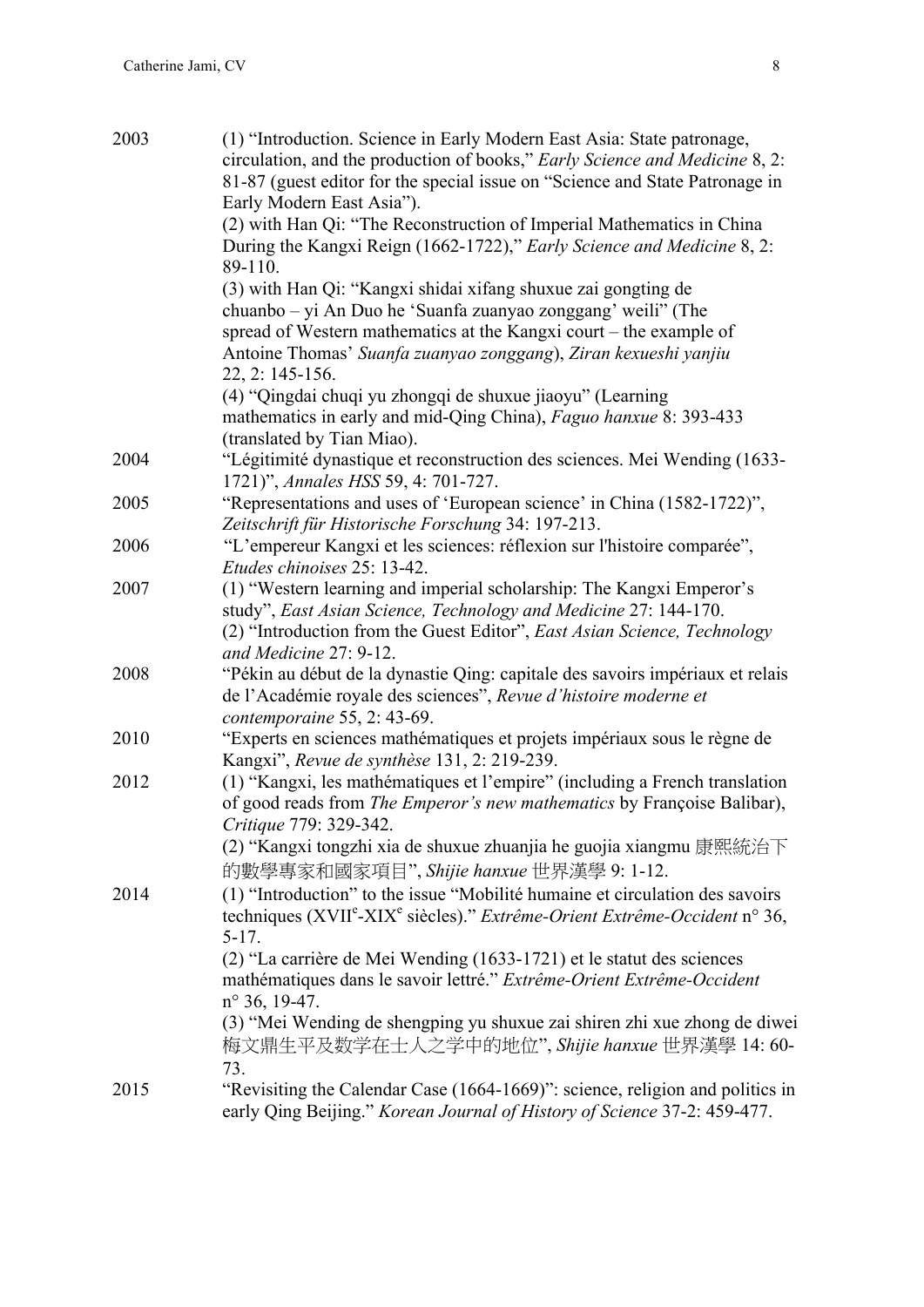| | |
|---|---|
| 2003 | (1) "Introduction. Science in Early Modern East Asia: State patronage, circulation, and the production of books," *Early Science and Medicine* 8, 2: 81-87 (guest editor for the special issue on "Science and State Patronage in Early Modern East Asia").<br>(2) with Han Qi: "The Reconstruction of Imperial Mathematics in China During the Kangxi Reign (1662-1722)," *Early Science and Medicine* 8, 2: 89-110.<br>(3) with Han Qi: "Kangxi shidai xifang shuxue zai gongting de chuanbo – yi An Duo he 'Suanfa zuanyao zonggang' weili" (The spread of Western mathematics at the Kangxi court – the example of Antoine Thomas' *Suanfa zuanyao zonggang*), *Ziran kexueshi yanjiu* 22, 2: 145-156.<br>(4) "Qingdai chuqi yu zhongqi de shuxue jiaoyu" (Learning mathematics in early and mid-Qing China), *Faguo hanxue* 8: 393-433 (translated by Tian Miao). |
| 2004 | "Légitimité dynastique et reconstruction des sciences. Mei Wending (1633-1721)", *Annales HSS* 59, 4: 701-727. |
| 2005 | "Representations and uses of 'European science' in China (1582-1722)", *Zeitschrift für Historische Forschung* 34: 197-213. |
| 2006 | "L'empereur Kangxi et les sciences: réflexion sur l'histoire comparée", *Etudes chinoises* 25: 13-42. |
| 2007 | (1) "Western learning and imperial scholarship: The Kangxi Emperor's study", *East Asian Science, Technology and Medicine* 27: 144-170.<br>(2) "Introduction from the Guest Editor", *East Asian Science, Technology and Medicine* 27: 9-12. |
| 2008 | "Pékin au début de la dynastie Qing: capitale des savoirs impériaux et relais de l'Académie royale des sciences", *Revue d'histoire moderne et contemporaine* 55, 2: 43-69. |
| 2010 | "Experts en sciences mathématiques et projets impériaux sous le règne de Kangxi", *Revue de synthèse* 131, 2: 219-239. |
| 2012 | (1) "Kangxi, les mathématiques et l'empire" (including a French translation of good reads from *The Emperor's new mathematics* by Françoise Balibar), *Critique* 779: 329-342.<br>(2) "Kangxi tongzhi xia de shuxue zhuanjia he guojia xiangmu 康熙統治下的數學專家和國家項目", *Shijie hanxue* 世界漢學 9: 1-12. |
| 2014 | (1) "Introduction" to the issue "Mobilité humaine et circulation des savoirs techniques (XVII<sup>e</sup>-XIX<sup>e</sup> siècles)." *Extrême-Orient Extrême-Occident* n° 36, 5-17.<br>(2) "La carrière de Mei Wending (1633-1721) et le statut des sciences mathématiques dans le savoir lettré." *Extrême-Orient Extrême-Occident* n° 36, 19-47.<br>(3) "Mei Wending de shengping yu shuxue zai shiren zhi xue zhong de diwei 梅文鼎生平及数学在士人之学中的地位", *Shijie hanxue* 世界漢學 14: 60-73. |
| 2015 | "Revisiting the Calendar Case (1664-1669)": science, religion and politics in early Qing Beijing." *Korean Journal of History of Science* 37-2: 459-477. |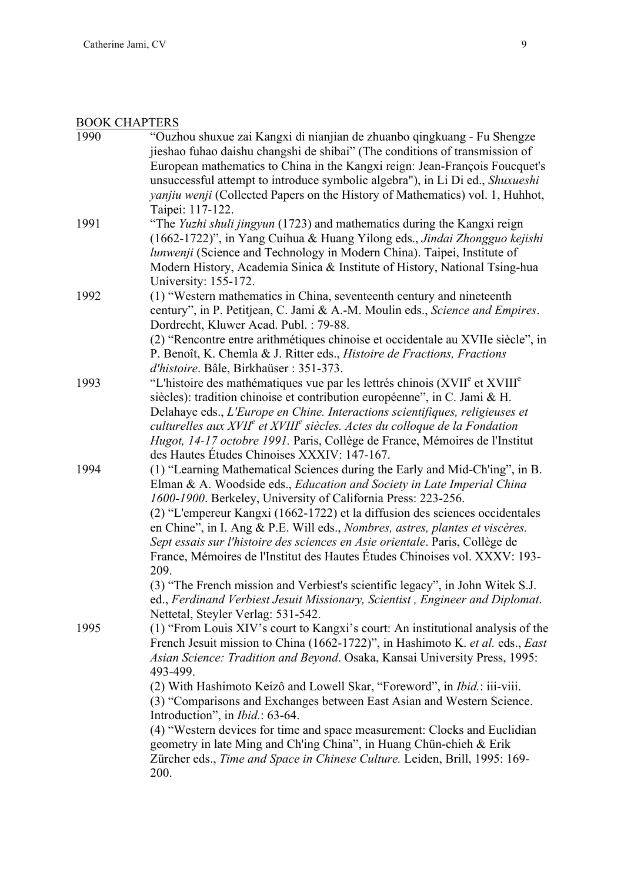## BOOK CHAPTERS

1990 "Ouzhou shuxue zai Kangxi di nianjian de zhuanbo qingkuang - Fu Shengze jieshao fuhao daishu changshi de shibai" (The conditions of transmission of European mathematics to China in the Kangxi reign: Jean-François Foucquet's unsuccessful attempt to introduce symbolic algebra"), in Li Di ed., *Shuxueshi yanjiu wenji* (Collected Papers on the History of Mathematics) vol. 1, Huhhot, Taipei: 117-122.

1991 "The *Yuzhi shuli jingyun* (1723) and mathematics during the Kangxi reign (1662-1722)", in Yang Cuihua & Huang Yilong eds., *Jindai Zhongguo kejishi lunwenji* (Science and Technology in Modern China). Taipei, Institute of Modern History, Academia Sinica & Institute of History, National Tsing-hua University: 155-172.

1992 (1) "Western mathematics in China, seventeenth century and nineteenth century", in P. Petitjean, C. Jami & A.-M. Moulin eds., *Science and Empires*. Dordrecht, Kluwer Acad. Publ. : 79-88.

(2) "Rencontre entre arithmétiques chinoise et occidentale au XVIIe siècle", in P. Benoît, K. Chemla & J. Ritter eds., *Histoire de Fractions, Fractions d'histoire*. Bâle, Birkhaüser : 351-373.

1993 "L'histoire des mathématiques vue par les lettrés chinois (XVII^e et XVIII^e siècles): tradition chinoise et contribution européenne", in C. Jami & H. Delahaye eds., *L'Europe en Chine. Interactions scientifiques, religieuses et culturelles aux XVII^e et XVIII^e siècles. Actes du colloque de la Fondation Hugot, 14-17 octobre 1991.* Paris, Collège de France, Mémoires de l'Institut des Hautes Études Chinoises XXXIV: 147-167.

1994 (1) "Learning Mathematical Sciences during the Early and Mid-Ch'ing", in B. Elman & A. Woodside eds., *Education and Society in Late Imperial China 1600-1900*. Berkeley, University of California Press: 223-256.

(2) "L'empereur Kangxi (1662-1722) et la diffusion des sciences occidentales en Chine", in I. Ang & P.E. Will eds., *Nombres, astres, plantes et viscères. Sept essais sur l'histoire des sciences en Asie orientale*. Paris, Collège de France, Mémoires de l'Institut des Hautes Études Chinoises vol. XXXV: 193-209.

(3) "The French mission and Verbiest's scientific legacy", in John Witek S.J. ed., *Ferdinand Verbiest Jesuit Missionary, Scientist , Engineer and Diplomat*. Nettetal, Steyler Verlag: 531-542.

1995 (1) "From Louis XIV's court to Kangxi's court: An institutional analysis of the French Jesuit mission to China (1662-1722)", in Hashimoto K. *et al.* eds., *East Asian Science: Tradition and Beyond*. Osaka, Kansai University Press, 1995: 493-499.

(2) With Hashimoto Keizô and Lowell Skar, "Foreword", in *Ibid.*: iii-viii.

(3) "Comparisons and Exchanges between East Asian and Western Science. Introduction", in *Ibid.*: 63-64.

(4) "Western devices for time and space measurement: Clocks and Euclidian geometry in late Ming and Ch'ing China", in Huang Chün-chieh & Erik Zürcher eds., *Time and Space in Chinese Culture.* Leiden, Brill, 1995: 169-200.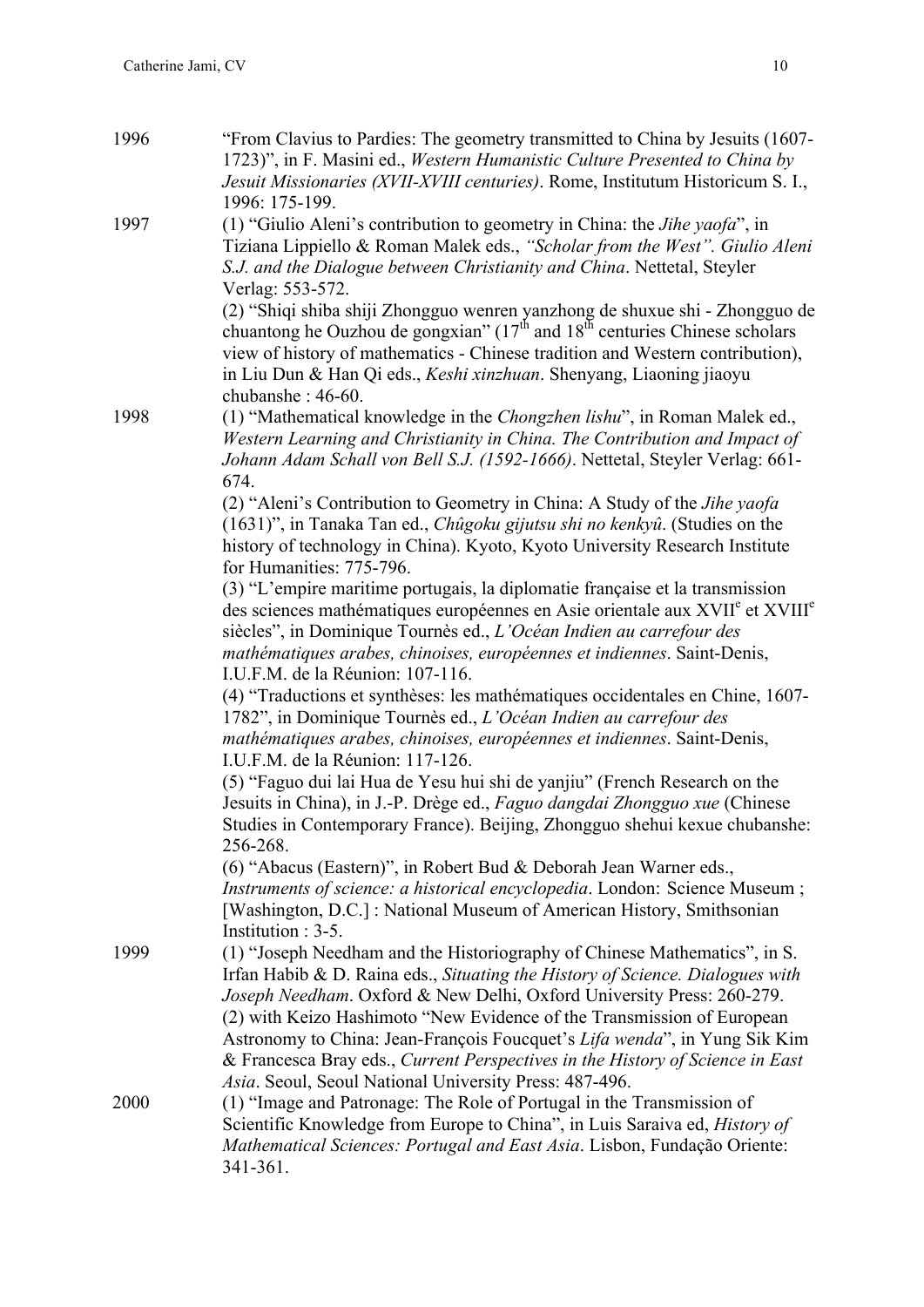1996 "From Clavius to Pardies: The geometry transmitted to China by Jesuits (1607-1723)", in F. Masini ed., *Western Humanistic Culture Presented to China by Jesuit Missionaries (XVII-XVIII centuries)*. Rome, Institutum Historicum S. I., 1996: 175-199.

1997 (1) "Giulio Aleni's contribution to geometry in China: the *Jihe yaofa*", in Tiziana Lippiello & Roman Malek eds., *"Scholar from the West". Giulio Aleni S.J. and the Dialogue between Christianity and China*. Nettetal, Steyler Verlag: 553-572.

(2) "Shiqi shiba shiji Zhongguo wenren yanzhong de shuxue shi - Zhongguo de chuantong he Ouzhou de gongxian" (17th and 18th centuries Chinese scholars view of history of mathematics - Chinese tradition and Western contribution), in Liu Dun & Han Qi eds., *Keshi xinzhuan*. Shenyang, Liaoning jiaoyu chubanshe : 46-60.

1998 (1) "Mathematical knowledge in the *Chongzhen lishu*", in Roman Malek ed., *Western Learning and Christianity in China. The Contribution and Impact of Johann Adam Schall von Bell S.J. (1592-1666)*. Nettetal, Steyler Verlag: 661-674.

(2) "Aleni's Contribution to Geometry in China: A Study of the *Jihe yaofa* (1631)", in Tanaka Tan ed., *Chûgoku gijutsu shi no kenkyû*. (Studies on the history of technology in China). Kyoto, Kyoto University Research Institute for Humanities: 775-796.

(3) "L'empire maritime portugais, la diplomatie française et la transmission des sciences mathématiques européennes en Asie orientale aux XVIIe et XVIIIe siècles", in Dominique Tournès ed., *L'Océan Indien au carrefour des mathématiques arabes, chinoises, européennes et indiennes*. Saint-Denis, I.U.F.M. de la Réunion: 107-116.

(4) "Traductions et synthèses: les mathématiques occidentales en Chine, 1607-1782", in Dominique Tournès ed., *L'Océan Indien au carrefour des mathématiques arabes, chinoises, européennes et indiennes*. Saint-Denis, I.U.F.M. de la Réunion: 117-126.

(5) "Faguo dui lai Hua de Yesu hui shi de yanjiu" (French Research on the Jesuits in China), in J.-P. Drège ed., *Faguo dangdai Zhongguo xue* (Chinese Studies in Contemporary France). Beijing, Zhongguo shehui kexue chubanshe: 256-268.

(6) "Abacus (Eastern)", in Robert Bud & Deborah Jean Warner eds., *Instruments of science: a historical encyclopedia*. London: Science Museum ; [Washington, D.C.] : National Museum of American History, Smithsonian Institution : 3-5.

1999 (1) "Joseph Needham and the Historiography of Chinese Mathematics", in S. Irfan Habib & D. Raina eds., *Situating the History of Science. Dialogues with Joseph Needham*. Oxford & New Delhi, Oxford University Press: 260-279.

(2) with Keizo Hashimoto "New Evidence of the Transmission of European Astronomy to China: Jean-François Foucquet's *Lifa wenda*", in Yung Sik Kim & Francesca Bray eds., *Current Perspectives in the History of Science in East Asia*. Seoul, Seoul National University Press: 487-496.

2000 (1) "Image and Patronage: The Role of Portugal in the Transmission of Scientific Knowledge from Europe to China", in Luis Saraiva ed, *History of Mathematical Sciences: Portugal and East Asia*. Lisbon, Fundação Oriente: 341-361.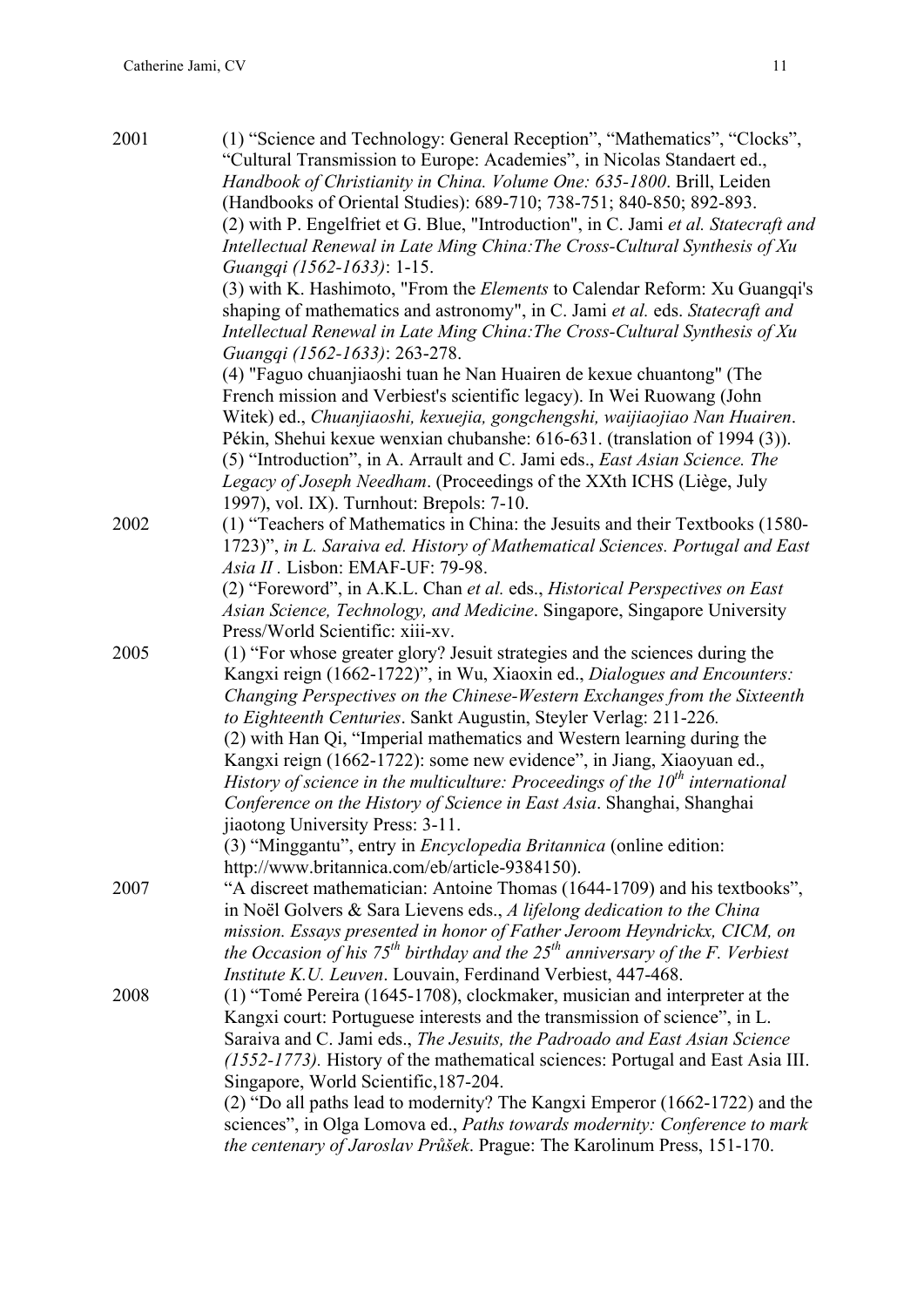2001

(1) “Science and Technology: General Reception”, “Mathematics”, “Clocks”, “Cultural Transmission to Europe: Academies”, in Nicolas Standaert ed., *Handbook of Christianity in China. Volume One: 635-1800*. Brill, Leiden (Handbooks of Oriental Studies): 689-710; 738-751; 840-850; 892-893.

(2) with P. Engelfriet et G. Blue, "Introduction", in C. Jami *et al. Statecraft and Intellectual Renewal in Late Ming China:The Cross-Cultural Synthesis of Xu Guangqi (1562-1633)*: 1-15.

(3) with K. Hashimoto, "From the *Elements* to Calendar Reform: Xu Guangqi's shaping of mathematics and astronomy", in C. Jami *et al.* eds. *Statecraft and Intellectual Renewal in Late Ming China:The Cross-Cultural Synthesis of Xu Guangqi (1562-1633)*: 263-278.

(4) "Faguo chuanjiaoshi tuan he Nan Huairen de kexue chuantong" (The French mission and Verbiest's scientific legacy). In Wei Ruowang (John Witek) ed., *Chuanjiaoshi, kexuejia, gongchengshi, waijiaojiao Nan Huairen*. Pékin, Shehui kexue wenxian chubanshe: 616-631. (translation of 1994 (3)).

(5) “Introduction”, in A. Arrault and C. Jami eds., *East Asian Science. The Legacy of Joseph Needham*. (Proceedings of the XXth ICHS (Liège, July 1997), vol. IX). Turnhout: Brepols: 7-10.

2002

(1) “Teachers of Mathematics in China: the Jesuits and their Textbooks (1580-1723)”, *in L. Saraiva ed. History of Mathematical Sciences. Portugal and East Asia II* . Lisbon: EMAF-UF: 79-98.

(2) “Foreword”, in A.K.L. Chan *et al.* eds., *Historical Perspectives on East Asian Science, Technology, and Medicine*. Singapore, Singapore University Press/World Scientific: xiii-xv.

2005

(1) “For whose greater glory? Jesuit strategies and the sciences during the Kangxi reign (1662-1722)”, in Wu, Xiaoxin ed., *Dialogues and Encounters: Changing Perspectives on the Chinese-Western Exchanges from the Sixteenth to Eighteenth Centuries*. Sankt Augustin, Steyler Verlag: 211-226*.*

(2) with Han Qi, “Imperial mathematics and Western learning during the Kangxi reign (1662-1722): some new evidence”, in Jiang, Xiaoyuan ed., *History of science in the multiculture: Proceedings of the 10th international Conference on the History of Science in East Asia*. Shanghai, Shanghai jiaotong University Press: 3-11.

(3) “Minggantu”, entry in *Encyclopedia Britannica* (online edition: http://www.britannica.com/eb/article-9384150).

2007

“A discreet mathematician: Antoine Thomas (1644-1709) and his textbooks”, in Noël Golvers & Sara Lievens eds., *A lifelong dedication to the China mission. Essays presented in honor of Father Jeroom Heyndrickx, CICM, on the Occasion of his 75th birthday and the 25th anniversary of the F. Verbiest Institute K.U. Leuven*. Louvain, Ferdinand Verbiest, 447-468.

2008

(1) “Tomé Pereira (1645-1708), clockmaker, musician and interpreter at the Kangxi court: Portuguese interests and the transmission of science”, in L. Saraiva and C. Jami eds., *The Jesuits, the Padroado and East Asian Science (1552-1773).* History of the mathematical sciences: Portugal and East Asia III. Singapore, World Scientific,187-204.

(2) “Do all paths lead to modernity? The Kangxi Emperor (1662-1722) and the sciences”, in Olga Lomova ed., *Paths towards modernity: Conference to mark the centenary of Jaroslav Průšek*. Prague: The Karolinum Press, 151-170.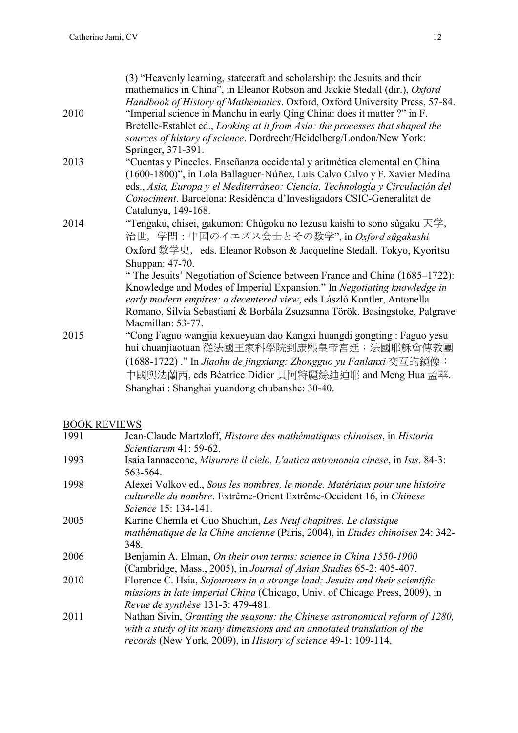(3) "Heavenly learning, statecraft and scholarship: the Jesuits and their mathematics in China", in Eleanor Robson and Jackie Stedall (dir.), *Oxford Handbook of History of Mathematics*. Oxford, Oxford University Press, 57-84.

2010 — "Imperial science in Manchu in early Qing China: does it matter ?" in F. Bretelle-Establet ed., *Looking at it from Asia: the processes that shaped the sources of history of science*. Dordrecht/Heidelberg/London/New York: Springer, 371-391.

2013 — "Cuentas y Pinceles. Enseñanza occidental y aritmética elemental en China (1600-1800)", in Lola Ballaguer-Núñez, Luis Calvo Calvo y F. Xavier Medina eds., *Asia, Europa y el Mediterráneo: Ciencia, Technología y Circulación del Conociment*. Barcelona: Residència d'Investigadors CSIC-Generalitat de Catalunya, 149-168.

2014 — "Tengaku, chisei, gakumon: Chûgoku no Iezusu kaishi to sono sûgaku 天学，治世，学問：中国のイエズス会士とその数学", in *Oxford sûgakushi* Oxford 数学史，eds. Eleanor Robson & Jacqueline Stedall. Tokyo, Kyoritsu Shuppan: 47-70.

" The Jesuits' Negotiation of Science between France and China (1685–1722): Knowledge and Modes of Imperial Expansion." In *Negotiating knowledge in early modern empires: a decentered view*, eds László Kontler, Antonella Romano, Silvia Sebastiani & Borbála Zsuzsanna Török. Basingstoke, Palgrave Macmillan: 53-77.

2015 — "Cong Faguo wangjia kexueyuan dao Kangxi huangdi gongting : Faguo yesu hui chuanjiaotuan 從法國王家科學院到康熙皇帝宮廷：法國耶穌會傳教團 (1688-1722) ." In *Jiaohu de jingxiang: Zhongguo yu Fanlanxi* 交互的鏡像：中國與法蘭西, eds Béatrice Didier 貝阿特麗絲迪迪耶 and Meng Hua 孟華. Shanghai : Shanghai yuandong chubanshe: 30-40.

## BOOK REVIEWS

1991 — Jean-Claude Martzloff, *Histoire des mathématiques chinoises*, in *Historia Scientiarum* 41: 59-62.

1993 — Isaia Iannaccone, *Misurare il cielo. L'antica astronomia cinese*, in *Isis*. 84-3: 563-564.

1998 — Alexei Volkov ed., *Sous les nombres, le monde. Matériaux pour une histoire culturelle du nombre*. Extrême-Orient Extrême-Occident 16, in *Chinese Science* 15: 134-141.

2005 — Karine Chemla et Guo Shuchun, *Les Neuf chapitres. Le classique mathématique de la Chine ancienne* (Paris, 2004), in *Etudes chinoises* 24: 342-348.

2006 — Benjamin A. Elman, *On their own terms: science in China 1550-1900* (Cambridge, Mass., 2005), in *Journal of Asian Studies* 65-2: 405-407.

2010 — Florence C. Hsia, *Sojourners in a strange land: Jesuits and their scientific missions in late imperial China* (Chicago, Univ. of Chicago Press, 2009), in *Revue de synthèse* 131-3: 479-481.

2011 — Nathan Sivin, *Granting the seasons: the Chinese astronomical reform of 1280, with a study of its many dimensions and an annotated translation of the records* (New York, 2009), in *History of science* 49-1: 109-114.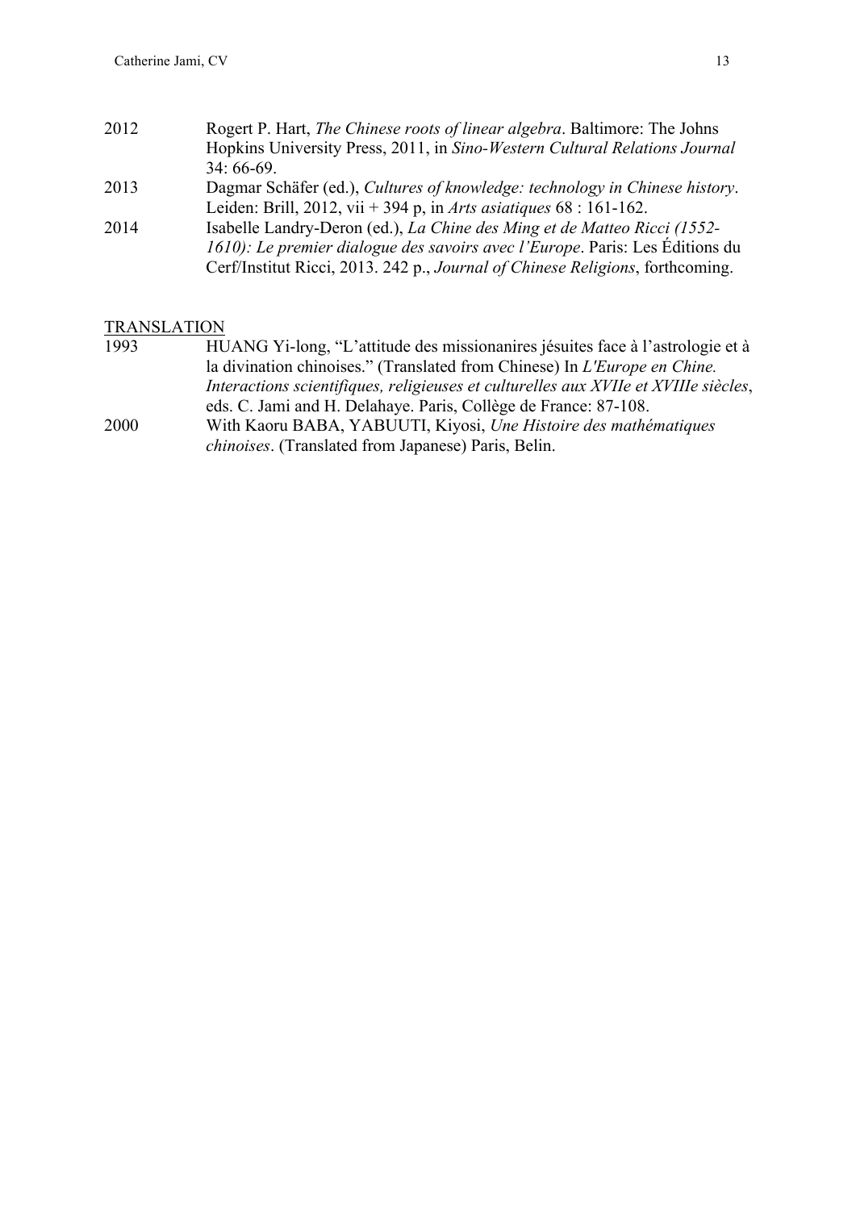2012 Rogert P. Hart, *The Chinese roots of linear algebra*. Baltimore: The Johns Hopkins University Press, 2011, in *Sino-Western Cultural Relations Journal* 34: 66-69.

2013 Dagmar Schäfer (ed.), *Cultures of knowledge: technology in Chinese history*. Leiden: Brill, 2012, vii + 394 p, in *Arts asiatiques* 68 : 161-162.

2014 Isabelle Landry-Deron (ed.), *La Chine des Ming et de Matteo Ricci (1552-1610): Le premier dialogue des savoirs avec l'Europe*. Paris: Les Éditions du Cerf/Institut Ricci, 2013. 242 p., *Journal of Chinese Religions*, forthcoming.

## TRANSLATION

1993 HUANG Yi-long, "L'attitude des missionanires jésuites face à l'astrologie et à la divination chinoises." (Translated from Chinese) In *L'Europe en Chine. Interactions scientifiques, religieuses et culturelles aux XVIIe et XVIIIe siècles*, eds. C. Jami and H. Delahaye. Paris, Collège de France: 87-108.

2000 With Kaoru BABA, YABUUTI, Kiyosi, *Une Histoire des mathématiques chinoises*. (Translated from Japanese) Paris, Belin.